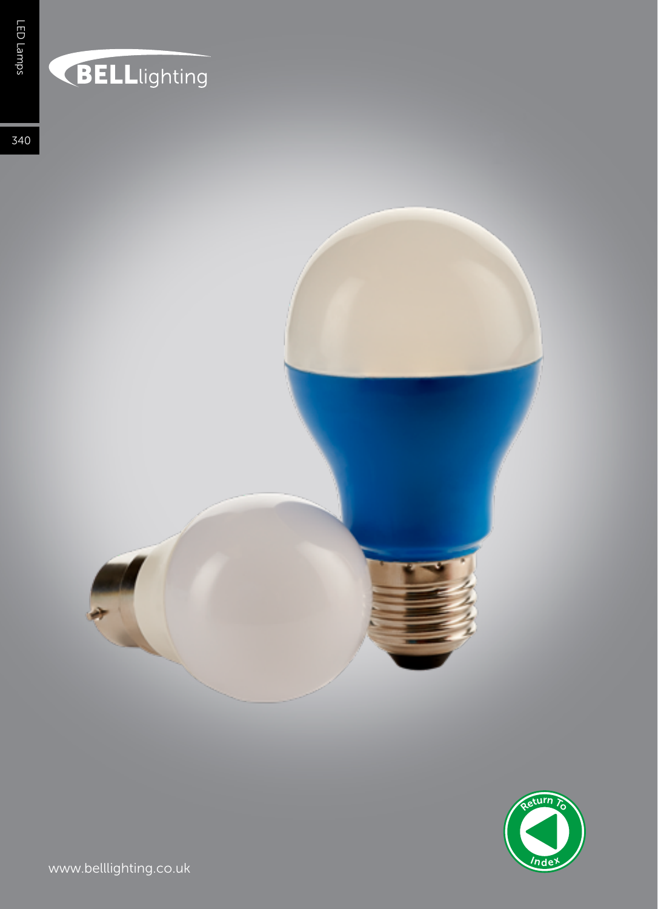BELLlighting

www.belllighting.co.uk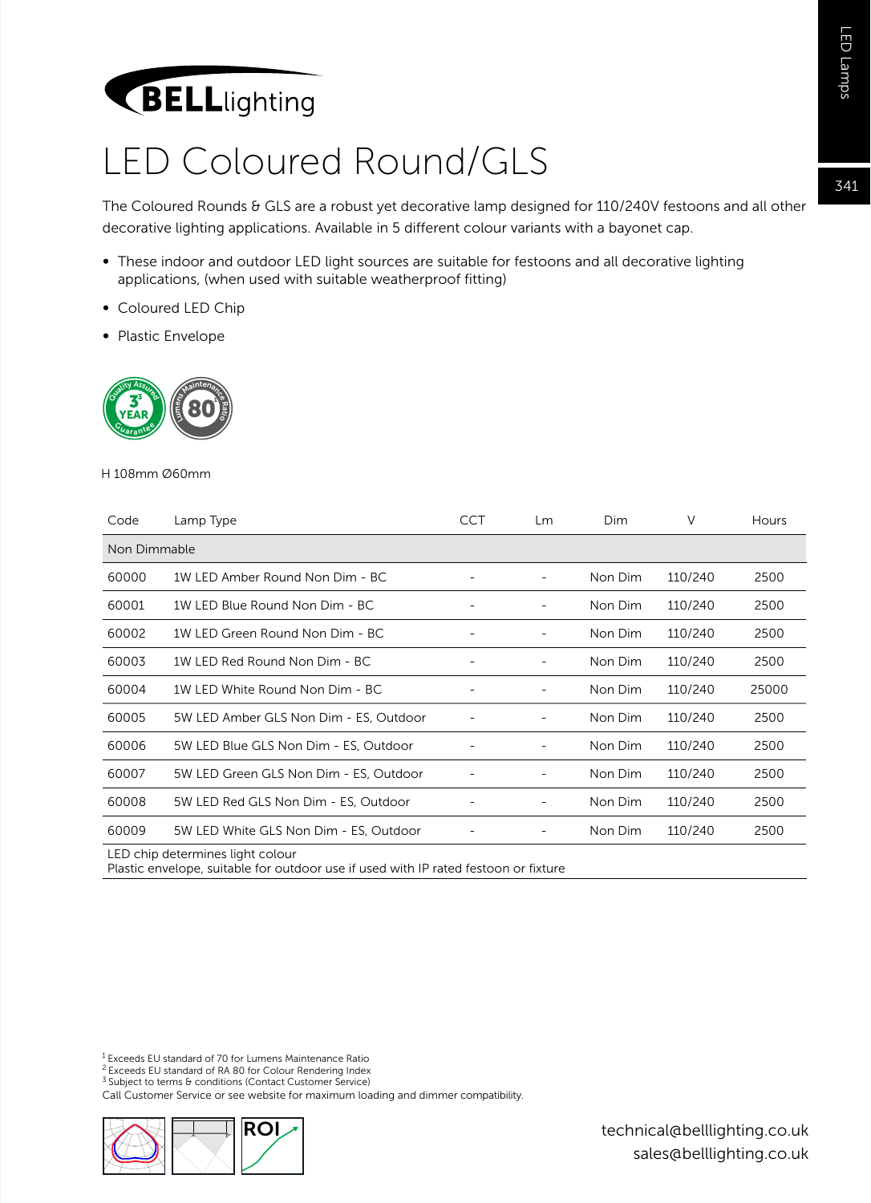# LED Coloured Round/GLS

The Coloured Rounds & GLS are a robust yet decorative lamp designed for 110/240V festoons and all other decorative lighting applications. Available in 5 different colour variants with a bayonet cap.

- These indoor and outdoor LED light sources are suitable for festoons and all decorative lighting applications, (when used with suitable weatherproof fitting)
- Coloured LED Chip
- Plastic Envelope

H 108mm Ø60mm

| Code | Lamp Type | CCT | Lm | Dim | V | Hours |
|---|---|---|---|---|---|---|
| Non Dimmable | | | | | | |
| 60000 | 1W LED Amber Round Non Dim - BC | - | - | Non Dim | 110/240 | 2500 |
| 60001 | 1W LED Blue Round Non Dim - BC | - | - | Non Dim | 110/240 | 2500 |
| 60002 | 1W LED Green Round Non Dim - BC | - | - | Non Dim | 110/240 | 2500 |
| 60003 | 1W LED Red Round Non Dim - BC | - | - | Non Dim | 110/240 | 2500 |
| 60004 | 1W LED White Round Non Dim - BC | - | - | Non Dim | 110/240 | 25000 |
| 60005 | 5W LED Amber GLS Non Dim - ES, Outdoor | - | - | Non Dim | 110/240 | 2500 |
| 60006 | 5W LED Blue GLS Non Dim - ES, Outdoor | - | - | Non Dim | 110/240 | 2500 |
| 60007 | 5W LED Green GLS Non Dim - ES, Outdoor | - | - | Non Dim | 110/240 | 2500 |
| 60008 | 5W LED Red GLS Non Dim - ES, Outdoor | - | - | Non Dim | 110/240 | 2500 |
| 60009 | 5W LED White GLS Non Dim - ES, Outdoor | - | - | Non Dim | 110/240 | 2500 |

LED chip determines light colour
Plastic envelope, suitable for outdoor use if used with IP rated festoon or fixture

[1] Exceeds EU standard of 70 for Lumens Maintenance Ratio
[2] Exceeds EU standard of RA 80 for Colour Rendering Index
[3] Subject to terms & conditions (Contact Customer Service)
Call Customer Service or see website for maximum loading and dimmer compatibility.

technical@belllighting.co.uk
sales@belllighting.co.uk